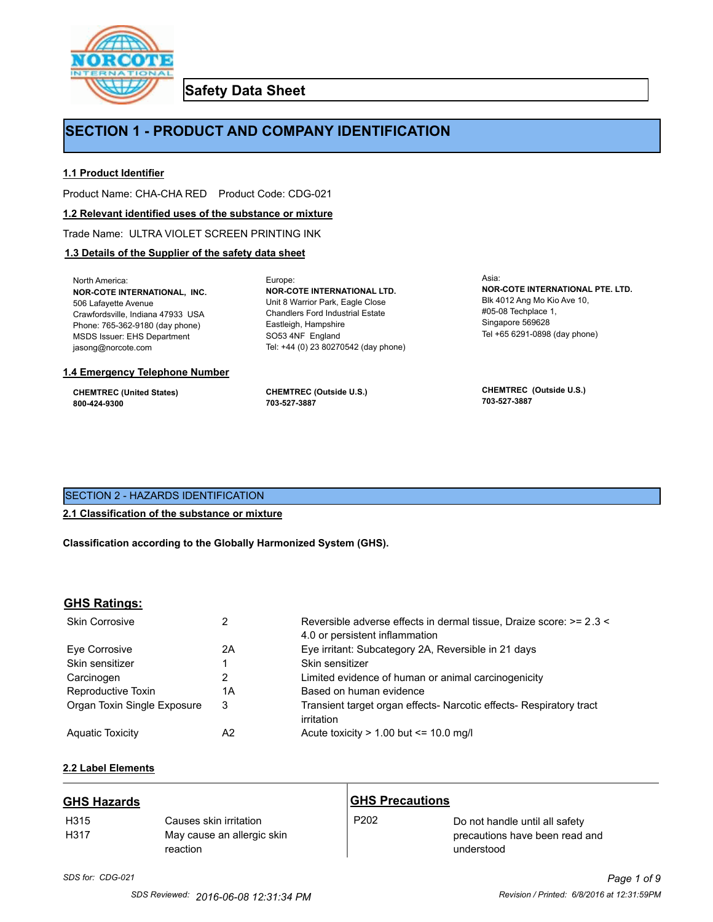# Safety Data Sheet

## SECTION 1 - PRODUCT AND COMPANY IDENTIFICATION

### 1.1 Product Identifier

Product Name: CHA-CHA RED    Product Code: CDG-021

### 1.2 Relevant identified uses of the substance or mixture

Trade Name: ULTRA VIOLET SCREEN PRINTING INK

### 1.3 Details of the Supplier of the safety data sheet

North America:
**NOR-COTE INTERNATIONAL, INC.**
506 Lafayette Avenue
Crawfordsville, Indiana 47933 USA
Phone: 765-362-9180 (day phone)
MSDS Issuer: EHS Department
jasong@norcote.com

Europe:
**NOR-COTE INTERNATIONAL LTD.**
Unit 8 Warrior Park, Eagle Close
Chandlers Ford Industrial Estate
Eastleigh, Hampshire
SO53 4NF England
Tel: +44 (0) 23 80270542 (day phone)

Asia:
**NOR-COTE INTERNATIONAL PTE. LTD.**
Blk 4012 Ang Mo Kio Ave 10,
#05-08 Techplace 1,
Singapore 569628
Tel +65 6291-0898 (day phone)

### 1.4 Emergency Telephone Number

**CHEMTREC (United States)**
**800-424-9300**

**CHEMTREC (Outside U.S.)**
**703-527-3887**

**CHEMTREC (Outside U.S.)**
**703-527-3887**

## SECTION 2 - HAZARDS IDENTIFICATION

### 2.1 Classification of the substance or mixture

**Classification according to the Globally Harmonized System (GHS).**

### GHS Ratings:

| | | |
|---|---|---|
| Skin Corrosive | 2 | Reversible adverse effects in dermal tissue, Draize score: >= 2.3 < 4.0 or persistent inflammation |
| Eye Corrosive | 2A | Eye irritant: Subcategory 2A, Reversible in 21 days |
| Skin sensitizer | 1 | Skin sensitizer |
| Carcinogen | 2 | Limited evidence of human or animal carcinogenicity |
| Reproductive Toxin | 1A | Based on human evidence |
| Organ Toxin Single Exposure | 3 | Transient target organ effects- Narcotic effects- Respiratory tract irritation |
| Aquatic Toxicity | A2 | Acute toxicity > 1.00 but <= 10.0 mg/l |

### 2.2 Label Elements

**GHS Hazards**

| | |
|---|---|
| H315 | Causes skin irritation |
| H317 | May cause an allergic skin reaction |

**GHS Precautions**

| | |
|---|---|
| P202 | Do not handle until all safety precautions have been read and understood |

*SDS for: CDG-021*

SDS Reviewed: 2016-06-08 12:31:34 PM

Revision / Printed: 6/8/2016 at 12:31:59PM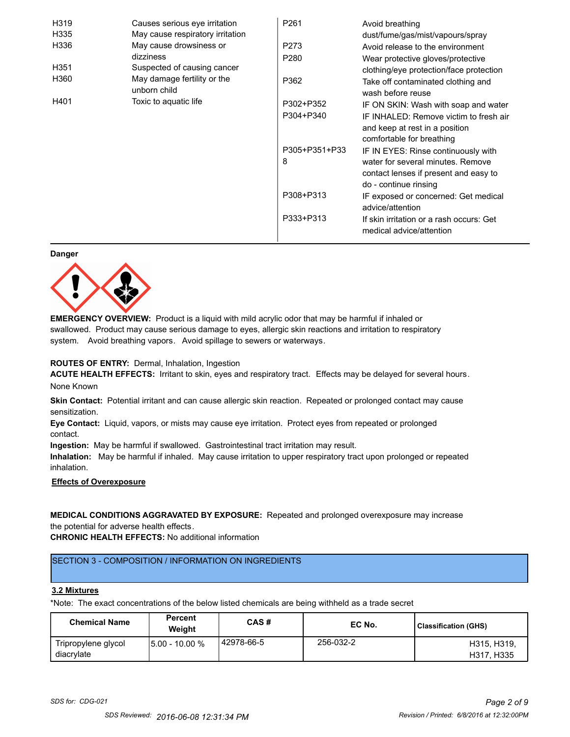| | | | |
|---|---|---|---|
| H319 | Causes serious eye irritation | P261 | Avoid breathing dust/fume/gas/mist/vapours/spray |
| H335 | May cause respiratory irritation | P273 | Avoid release to the environment |
| H336 | May cause drowsiness or dizziness | P280 | Wear protective gloves/protective clothing/eye protection/face protection |
| H351 | Suspected of causing cancer | P362 | Take off contaminated clothing and wash before reuse |
| H360 | May damage fertility or the unborn child | P302+P352 | IF ON SKIN: Wash with soap and water |
| H401 | Toxic to aquatic life | P304+P340 | IF INHALED: Remove victim to fresh air and keep at rest in a position comfortable for breathing |
| | | P305+P351+P338 | IF IN EYES: Rinse continuously with water for several minutes. Remove contact lenses if present and easy to do - continue rinsing |
| | | P308+P313 | IF exposed or concerned: Get medical advice/attention |
| | | P333+P313 | If skin irritation or a rash occurs: Get medical advice/attention |

**Danger**

**EMERGENCY OVERVIEW:** Product is a liquid with mild acrylic odor that may be harmful if inhaled or swallowed. Product may cause serious damage to eyes, allergic skin reactions and irritation to respiratory system. Avoid breathing vapors. Avoid spillage to sewers or waterways.

**ROUTES OF ENTRY:** Dermal, Inhalation, Ingestion

**ACUTE HEALTH EFFECTS:** Irritant to skin, eyes and respiratory tract. Effects may be delayed for several hours.

None Known

**Skin Contact:** Potential irritant and can cause allergic skin reaction. Repeated or prolonged contact may cause sensitization.

**Eye Contact:** Liquid, vapors, or mists may cause eye irritation. Protect eyes from repeated or prolonged contact.

**Ingestion:** May be harmful if swallowed. Gastrointestinal tract irritation may result.

**Inhalation:** May be harmful if inhaled. May cause irritation to upper respiratory tract upon prolonged or repeated inhalation.

**Effects of Overexposure**

**MEDICAL CONDITIONS AGGRAVATED BY EXPOSURE:** Repeated and prolonged overexposure may increase the potential for adverse health effects.

**CHRONIC HEALTH EFFECTS:** No additional information

## SECTION 3 - COMPOSITION / INFORMATION ON INGREDIENTS

### 3.2 Mixtures

*Note: The exact concentrations of the below listed chemicals are being withheld as a trade secret

| Chemical Name | Percent Weight | CAS # | EC No. | Classification (GHS) |
|---|---|---|---|---|
| Tripropylene glycol diacrylate | 5.00 - 10.00 % | 42978-66-5 | 256-032-2 | H315, H319, H317, H335 |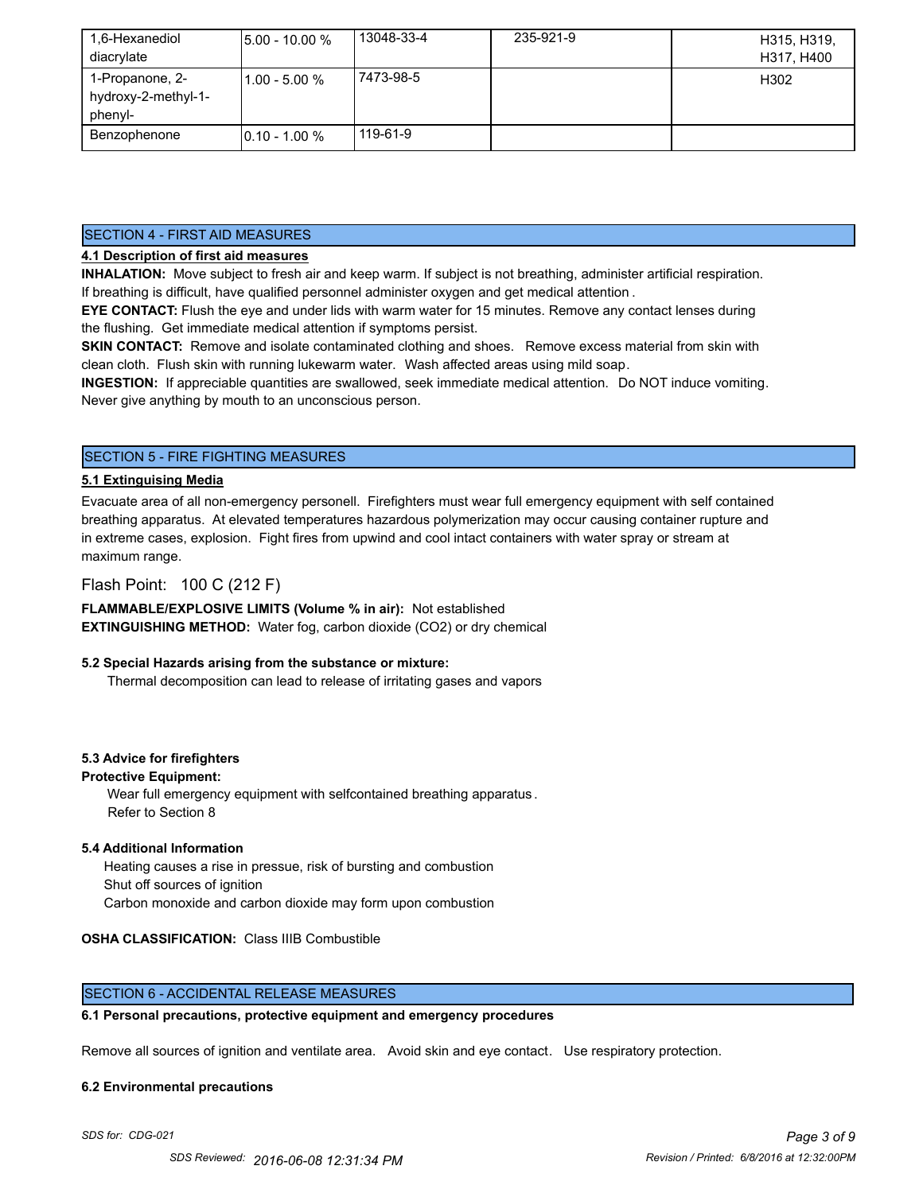| 1,6-Hexanediol diacrylate | 5.00 - 10.00 % | 13048-33-4 | 235-921-9 | H315, H319, H317, H400 |
|---|---|---|---|---|
| 1-Propanone, 2-hydroxy-2-methyl-1-phenyl- | 1.00 - 5.00 % | 7473-98-5 | | H302 |
| Benzophenone | 0.10 - 1.00 % | 119-61-9 | | |

## SECTION 4 - FIRST AID MEASURES

**4.1 Description of first aid measures**

**INHALATION:** Move subject to fresh air and keep warm. If subject is not breathing, administer artificial respiration. If breathing is difficult, have qualified personnel administer oxygen and get medical attention .

**EYE CONTACT:** Flush the eye and under lids with warm water for 15 minutes. Remove any contact lenses during the flushing. Get immediate medical attention if symptoms persist.

**SKIN CONTACT:** Remove and isolate contaminated clothing and shoes. Remove excess material from skin with clean cloth. Flush skin with running lukewarm water. Wash affected areas using mild soap.

**INGESTION:** If appreciable quantities are swallowed, seek immediate medical attention. Do NOT induce vomiting. Never give anything by mouth to an unconscious person.

## SECTION 5 - FIRE FIGHTING MEASURES

**5.1 Extinguising Media**

Evacuate area of all non-emergency personell. Firefighters must wear full emergency equipment with self contained breathing apparatus. At elevated temperatures hazardous polymerization may occur causing container rupture and in extreme cases, explosion. Fight fires from upwind and cool intact containers with water spray or stream at maximum range.

Flash Point: 100 C (212 F)

**FLAMMABLE/EXPLOSIVE LIMITS (Volume % in air):** Not established

**EXTINGUISHING METHOD:** Water fog, carbon dioxide ($CO_2$) or dry chemical

**5.2 Special Hazards arising from the substance or mixture:**

Thermal decomposition can lead to release of irritating gases and vapors

**5.3 Advice for firefighters**

**Protective Equipment:**

Wear full emergency equipment with selfcontained breathing apparatus .
Refer to Section 8

**5.4 Additional Information**

Heating causes a rise in pressue, risk of bursting and combustion
Shut off sources of ignition
Carbon monoxide and carbon dioxide may form upon combustion

**OSHA CLASSIFICATION:** Class IIIB Combustible

## SECTION 6 - ACCIDENTAL RELEASE MEASURES

**6.1 Personal precautions, protective equipment and emergency procedures**

Remove all sources of ignition and ventilate area. Avoid skin and eye contact. Use respiratory protection.

**6.2 Environmental precautions**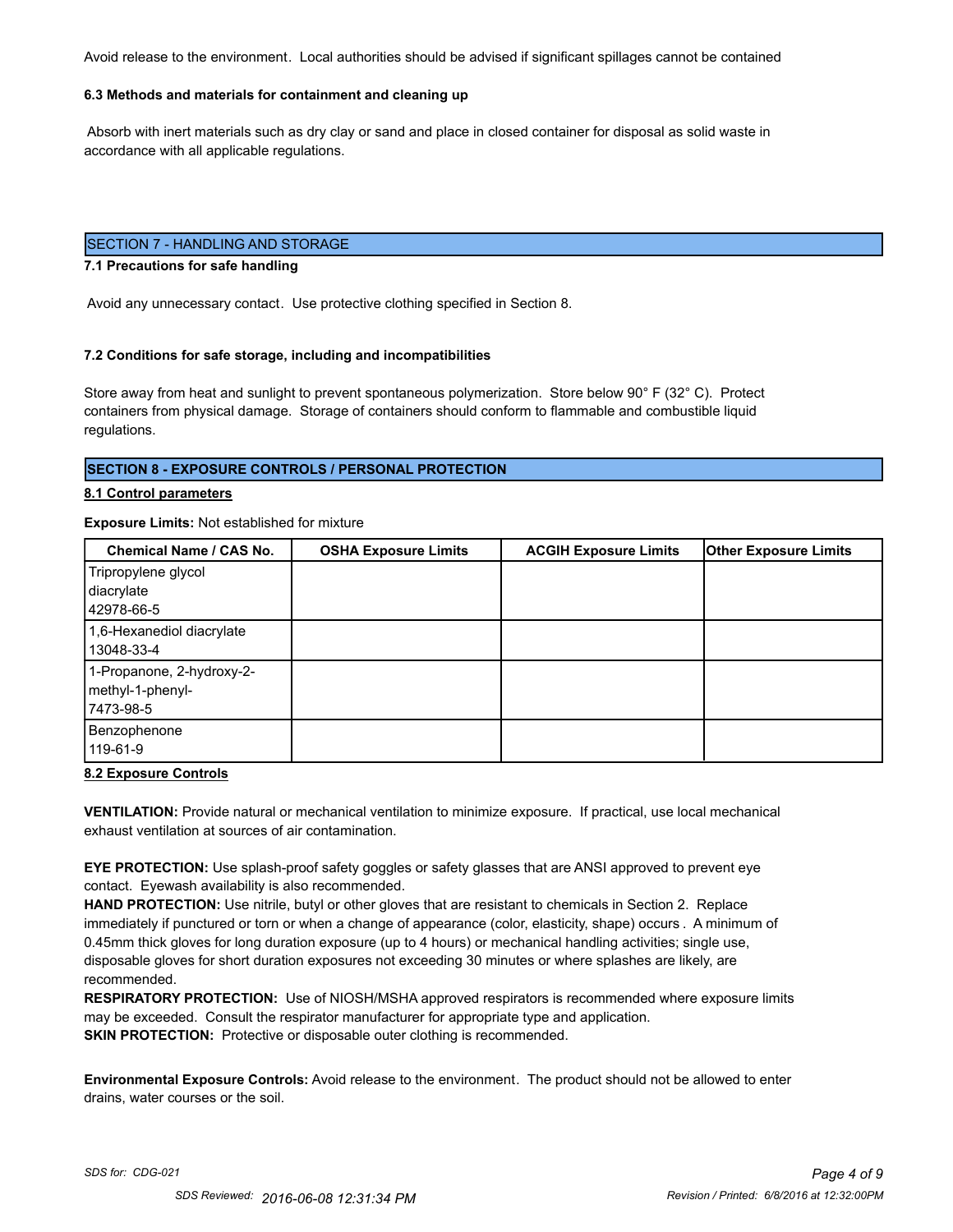Avoid release to the environment. Local authorities should be advised if significant spillages cannot be contained

**6.3 Methods and materials for containment and cleaning up**

Absorb with inert materials such as dry clay or sand and place in closed container for disposal as solid waste in accordance with all applicable regulations.

## SECTION 7 - HANDLING AND STORAGE

**7.1 Precautions for safe handling**

Avoid any unnecessary contact. Use protective clothing specified in Section 8.

**7.2 Conditions for safe storage, including and incompatibilities**

Store away from heat and sunlight to prevent spontaneous polymerization. Store below 90° F (32° C). Protect containers from physical damage. Storage of containers should conform to flammable and combustible liquid regulations.

## SECTION 8 - EXPOSURE CONTROLS / PERSONAL PROTECTION

**8.1 Control parameters**

**Exposure Limits:** Not established for mixture

| Chemical Name / CAS No. | OSHA Exposure Limits | ACGIH Exposure Limits | Other Exposure Limits |
|---|---|---|---|
| Tripropylene glycol diacrylate 42978-66-5 | | | |
| 1,6-Hexanediol diacrylate 13048-33-4 | | | |
| 1-Propanone, 2-hydroxy-2-methyl-1-phenyl- 7473-98-5 | | | |
| Benzophenone 119-61-9 | | | |

**8.2 Exposure Controls**

**VENTILATION:** Provide natural or mechanical ventilation to minimize exposure. If practical, use local mechanical exhaust ventilation at sources of air contamination.

**EYE PROTECTION:** Use splash-proof safety goggles or safety glasses that are ANSI approved to prevent eye contact. Eyewash availability is also recommended.

**HAND PROTECTION:** Use nitrile, butyl or other gloves that are resistant to chemicals in Section 2. Replace immediately if punctured or torn or when a change of appearance (color, elasticity, shape) occurs . A minimum of 0.45mm thick gloves for long duration exposure (up to 4 hours) or mechanical handling activities; single use, disposable gloves for short duration exposures not exceeding 30 minutes or where splashes are likely, are recommended.

**RESPIRATORY PROTECTION:** Use of NIOSH/MSHA approved respirators is recommended where exposure limits may be exceeded. Consult the respirator manufacturer for appropriate type and application.

**SKIN PROTECTION:** Protective or disposable outer clothing is recommended.

**Environmental Exposure Controls:** Avoid release to the environment. The product should not be allowed to enter drains, water courses or the soil.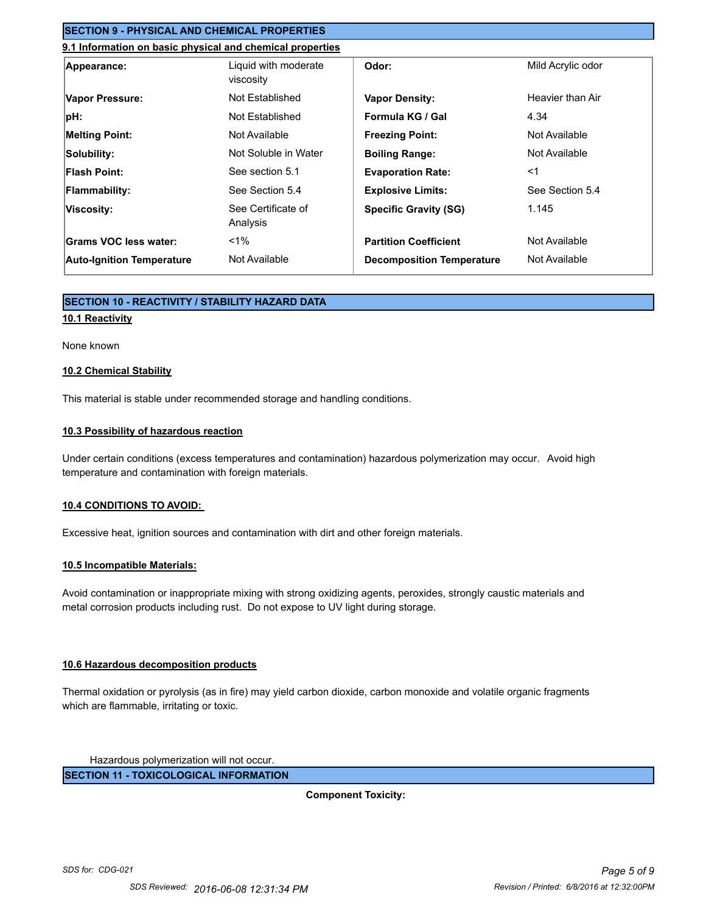## SECTION 9 - PHYSICAL AND CHEMICAL PROPERTIES

### 9.1 Information on basic physical and chemical properties

| | | | |
|---|---|---|---|
| **Appearance:** | Liquid with moderate viscosity | **Odor:** | Mild Acrylic odor |
| **Vapor Pressure:** | Not Established | **Vapor Density:** | Heavier than Air |
| **pH:** | Not Established | **Formula KG / Gal** | 4.34 |
| **Melting Point:** | Not Available | **Freezing Point:** | Not Available |
| **Solubility:** | Not Soluble in Water | **Boiling Range:** | Not Available |
| **Flash Point:** | See section 5.1 | **Evaporation Rate:** | <1 |
| **Flammability:** | See Section 5.4 | **Explosive Limits:** | See Section 5.4 |
| **Viscosity:** | See Certificate of Analysis | **Specific Gravity (SG)** | 1.145 |
| **Grams VOC less water:** | <1% | **Partition Coefficient** | Not Available |
| **Auto-Ignition Temperature** | Not Available | **Decomposition Temperature** | Not Available |

## SECTION 10 - REACTIVITY / STABILITY HAZARD DATA

### 10.1 Reactivity

None known

### 10.2 Chemical Stability

This material is stable under recommended storage and handling conditions.

### 10.3 Possibility of hazardous reaction

Under certain conditions (excess temperatures and contamination) hazardous polymerization may occur. Avoid high temperature and contamination with foreign materials.

### 10.4 CONDITIONS TO AVOID:

Excessive heat, ignition sources and contamination with dirt and other foreign materials.

### 10.5 Incompatible Materials:

Avoid contamination or inappropriate mixing with strong oxidizing agents, peroxides, strongly caustic materials and metal corrosion products including rust. Do not expose to UV light during storage.

### 10.6 Hazardous decomposition products

Thermal oxidation or pyrolysis (as in fire) may yield carbon dioxide, carbon monoxide and volatile organic fragments which are flammable, irritating or toxic.

Hazardous polymerization will not occur.

## SECTION 11 - TOXICOLOGICAL INFORMATION

**Component Toxicity:**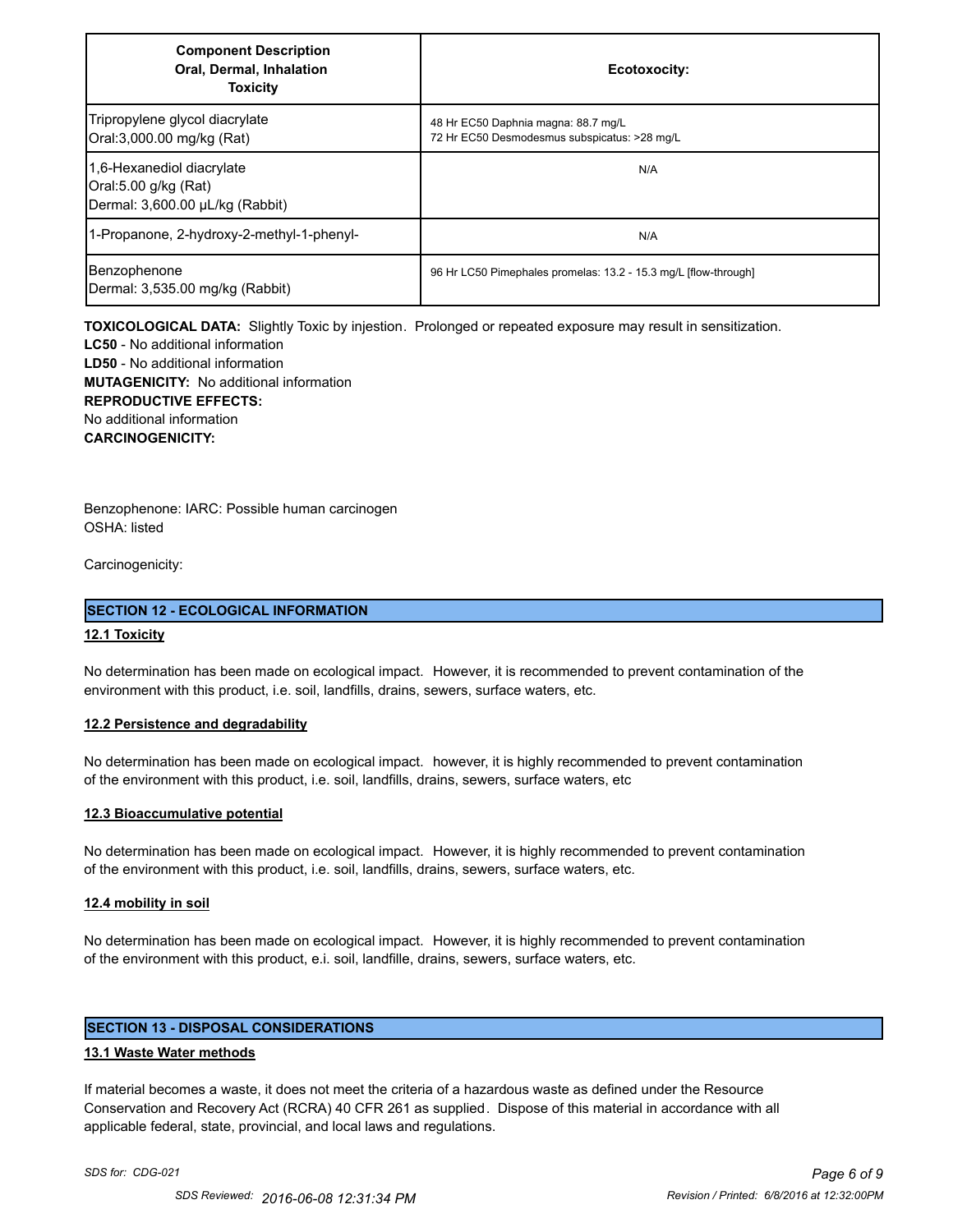| Component Description<br>Oral, Dermal, Inhalation<br>Toxicity | Ecotoxocity: |
|---|---|
| Tripropylene glycol diacrylate<br>Oral:3,000.00 mg/kg (Rat) | 48 Hr EC50 Daphnia magna: 88.7 mg/L<br>72 Hr EC50 Desmodesmus subspicatus: >28 mg/L |
| 1,6-Hexanediol diacrylate<br>Oral:5.00 g/kg (Rat)<br>Dermal: 3,600.00 µL/kg (Rabbit) | N/A |
| 1-Propanone, 2-hydroxy-2-methyl-1-phenyl- | N/A |
| Benzophenone<br>Dermal: 3,535.00 mg/kg (Rabbit) | 96 Hr LC50 Pimephales promelas: 13.2 - 15.3 mg/L [flow-through] |

**TOXICOLOGICAL DATA:** Slightly Toxic by injestion. Prolonged or repeated exposure may result in sensitization.
**LC50** - No additional information
**LD50** - No additional information
**MUTAGENICITY:** No additional information
**REPRODUCTIVE EFFECTS:**
No additional information
**CARCINOGENICITY:**

Benzophenone: IARC: Possible human carcinogen
OSHA: listed

Carcinogenicity:

## SECTION 12 - ECOLOGICAL INFORMATION

**12.1 Toxicity**

No determination has been made on ecological impact. However, it is recommended to prevent contamination of the environment with this product, i.e. soil, landfills, drains, sewers, surface waters, etc.

**12.2 Persistence and degradability**

No determination has been made on ecological impact. however, it is highly recommended to prevent contamination of the environment with this product, i.e. soil, landfills, drains, sewers, surface waters, etc

**12.3 Bioaccumulative potential**

No determination has been made on ecological impact. However, it is highly recommended to prevent contamination of the environment with this product, i.e. soil, landfills, drains, sewers, surface waters, etc.

**12.4 mobility in soil**

No determination has been made on ecological impact. However, it is highly recommended to prevent contamination of the environment with this product, e.i. soil, landfille, drains, sewers, surface waters, etc.

## SECTION 13 - DISPOSAL CONSIDERATIONS

**13.1 Waste Water methods**

If material becomes a waste, it does not meet the criteria of a hazardous waste as defined under the Resource Conservation and Recovery Act (RCRA) 40 CFR 261 as supplied. Dispose of this material in accordance with all applicable federal, state, provincial, and local laws and regulations.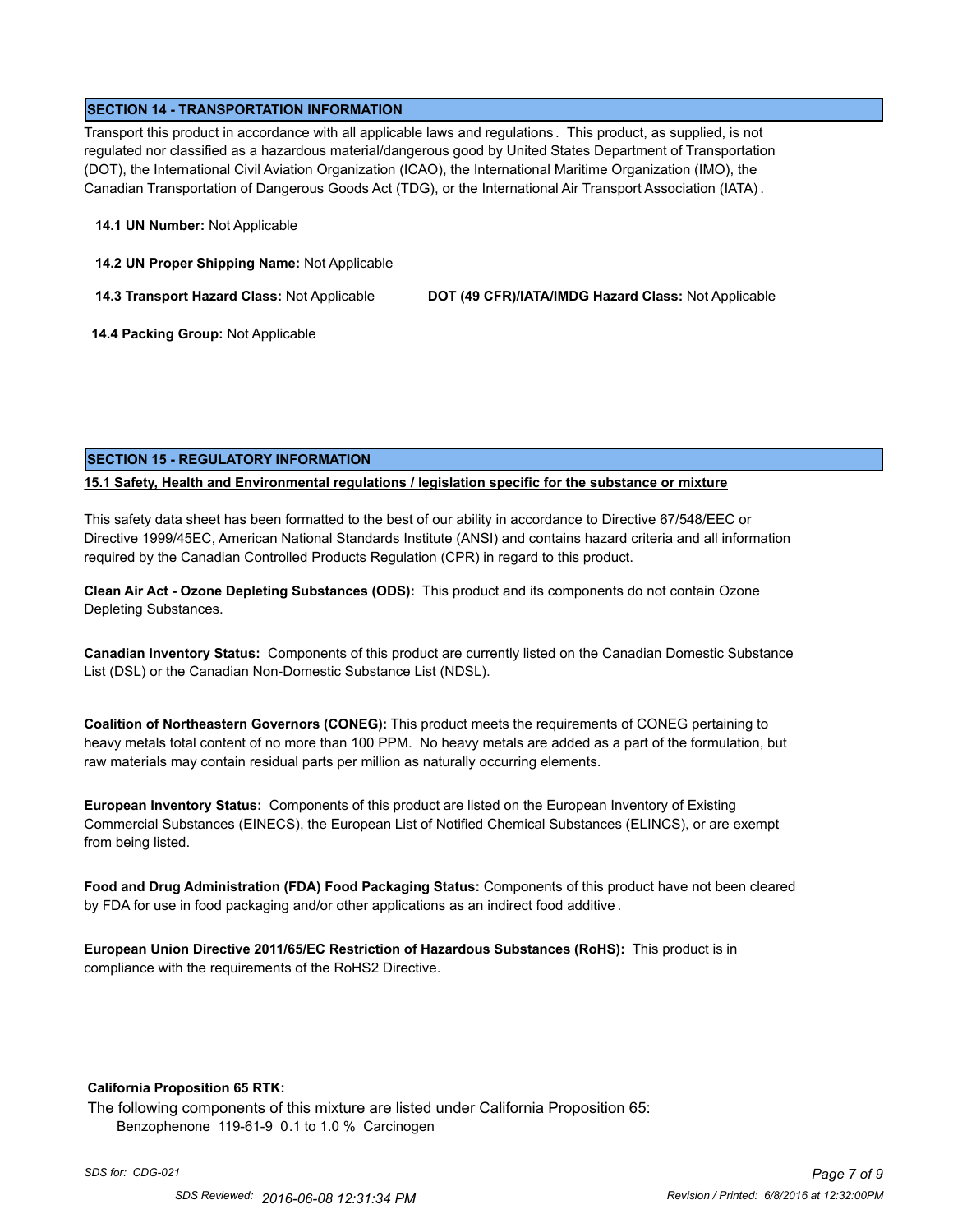## SECTION 14 - TRANSPORTATION INFORMATION

Transport this product in accordance with all applicable laws and regulations. This product, as supplied, is not regulated nor classified as a hazardous material/dangerous good by United States Department of Transportation (DOT), the International Civil Aviation Organization (ICAO), the International Maritime Organization (IMO), the Canadian Transportation of Dangerous Goods Act (TDG), or the International Air Transport Association (IATA).

**14.1 UN Number:** Not Applicable

**14.2 UN Proper Shipping Name:** Not Applicable

**14.3 Transport Hazard Class:** Not Applicable **DOT (49 CFR)/IATA/IMDG Hazard Class:** Not Applicable

**14.4 Packing Group:** Not Applicable

## SECTION 15 - REGULATORY INFORMATION

**15.1 Safety, Health and Environmental regulations / legislation specific for the substance or mixture**

This safety data sheet has been formatted to the best of our ability in accordance to Directive 67/548/EEC or Directive 1999/45EC, American National Standards Institute (ANSI) and contains hazard criteria and all information required by the Canadian Controlled Products Regulation (CPR) in regard to this product.

**Clean Air Act - Ozone Depleting Substances (ODS):** This product and its components do not contain Ozone Depleting Substances.

**Canadian Inventory Status:** Components of this product are currently listed on the Canadian Domestic Substance List (DSL) or the Canadian Non-Domestic Substance List (NDSL).

**Coalition of Northeastern Governors (CONEG):** This product meets the requirements of CONEG pertaining to heavy metals total content of no more than 100 PPM. No heavy metals are added as a part of the formulation, but raw materials may contain residual parts per million as naturally occurring elements.

**European Inventory Status:** Components of this product are listed on the European Inventory of Existing Commercial Substances (EINECS), the European List of Notified Chemical Substances (ELINCS), or are exempt from being listed.

**Food and Drug Administration (FDA) Food Packaging Status:** Components of this product have not been cleared by FDA for use in food packaging and/or other applications as an indirect food additive.

**European Union Directive 2011/65/EC Restriction of Hazardous Substances (RoHS):** This product is in compliance with the requirements of the RoHS2 Directive.

**California Proposition 65 RTK:**

The following components of this mixture are listed under California Proposition 65:

Benzophenone 119-61-9 0.1 to 1.0 % Carcinogen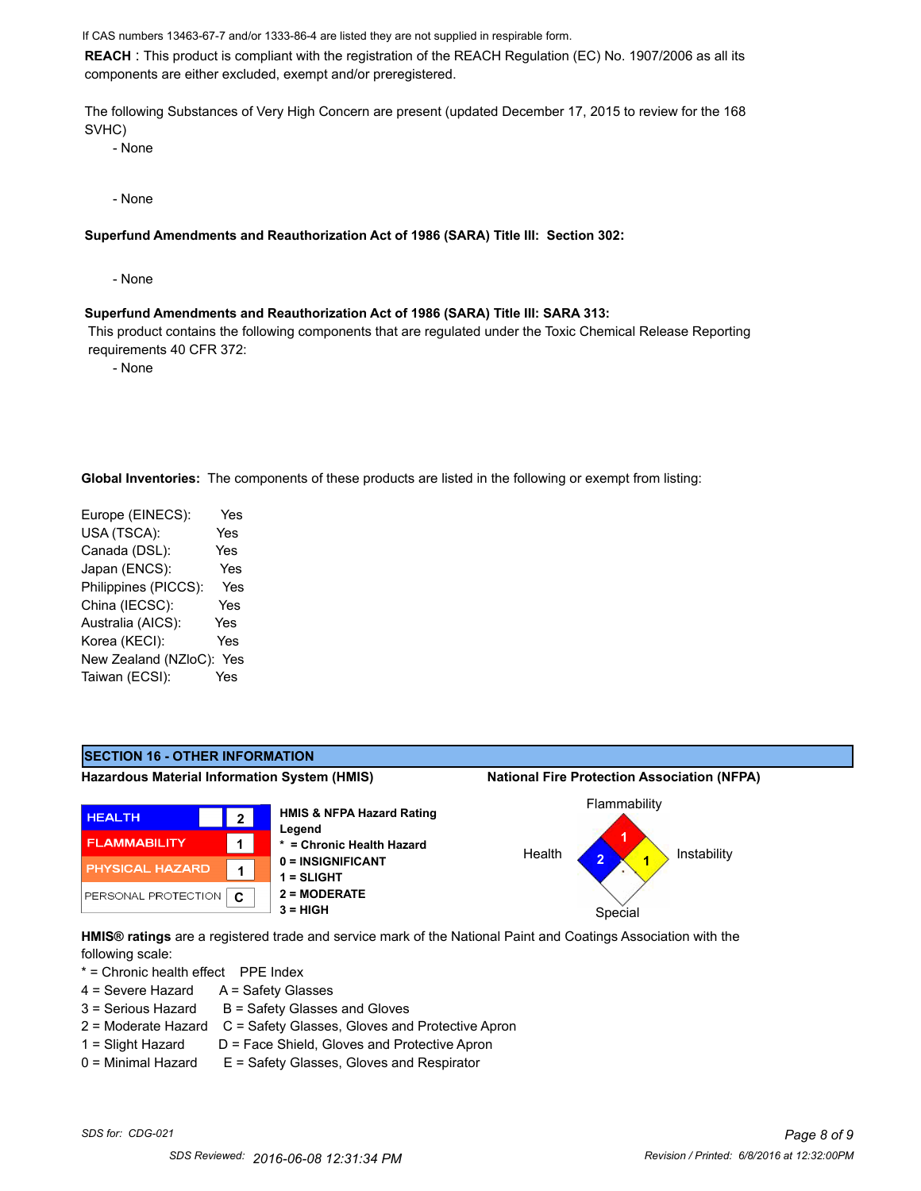If CAS numbers 13463-67-7 and/or 1333-86-4 are listed they are not supplied in respirable form.

**REACH** : This product is compliant with the registration of the REACH Regulation (EC) No. 1907/2006 as all its components are either excluded, exempt and/or preregistered.

The following Substances of Very High Concern are present (updated December 17, 2015 to review for the 168 SVHC)

- None

- None

**Superfund Amendments and Reauthorization Act of 1986 (SARA) Title III: Section 302:**

- None

**Superfund Amendments and Reauthorization Act of 1986 (SARA) Title III: SARA 313:**

This product contains the following components that are regulated under the Toxic Chemical Release Reporting requirements 40 CFR 372:

- None

**Global Inventories:** The components of these products are listed in the following or exempt from listing:

| | |
|---|---|
| Europe (EINECS): | Yes |
| USA (TSCA): | Yes |
| Canada (DSL): | Yes |
| Japan (ENCS): | Yes |
| Philippines (PICCS): | Yes |
| China (IECSC): | Yes |
| Australia (AICS): | Yes |
| Korea (KECI): | Yes |
| New Zealand (NZloC): | Yes |
| Taiwan (ECSI): | Yes |

## SECTION 16 - OTHER INFORMATION

**Hazardous Material Information System (HMIS)**

| | |
|---|---|
| HEALTH | 2 |
| FLAMMABILITY | 1 |
| PHYSICAL HAZARD | 1 |
| PERSONAL PROTECTION | C |

**HMIS & NFPA Hazard Rating Legend**
**\* = Chronic Health Hazard**
**0 = INSIGNIFICANT**
**1 = SLIGHT**
**2 = MODERATE**
**3 = HIGH**

**National Fire Protection Association (NFPA)**

| | |
|---|---|
| Flammability | 1 |
| Health | 2 |
| Instability | 1 |
| Special | |

**HMIS® ratings** are a registered trade and service mark of the National Paint and Coatings Association with the following scale:

| | |
|---|---|
| * = Chronic health effect | PPE Index |
| 4 = Severe Hazard | A = Safety Glasses |
| 3 = Serious Hazard | B = Safety Glasses and Gloves |
| 2 = Moderate Hazard | C = Safety Glasses, Gloves and Protective Apron |
| 1 = Slight Hazard | D = Face Shield, Gloves and Protective Apron |
| 0 = Minimal Hazard | E = Safety Glasses, Gloves and Respirator |

*SDS for: CDG-021*

SDS Reviewed: 2016-06-08 12:31:34 PM Revision / Printed: 6/8/2016 at 12:32:00PM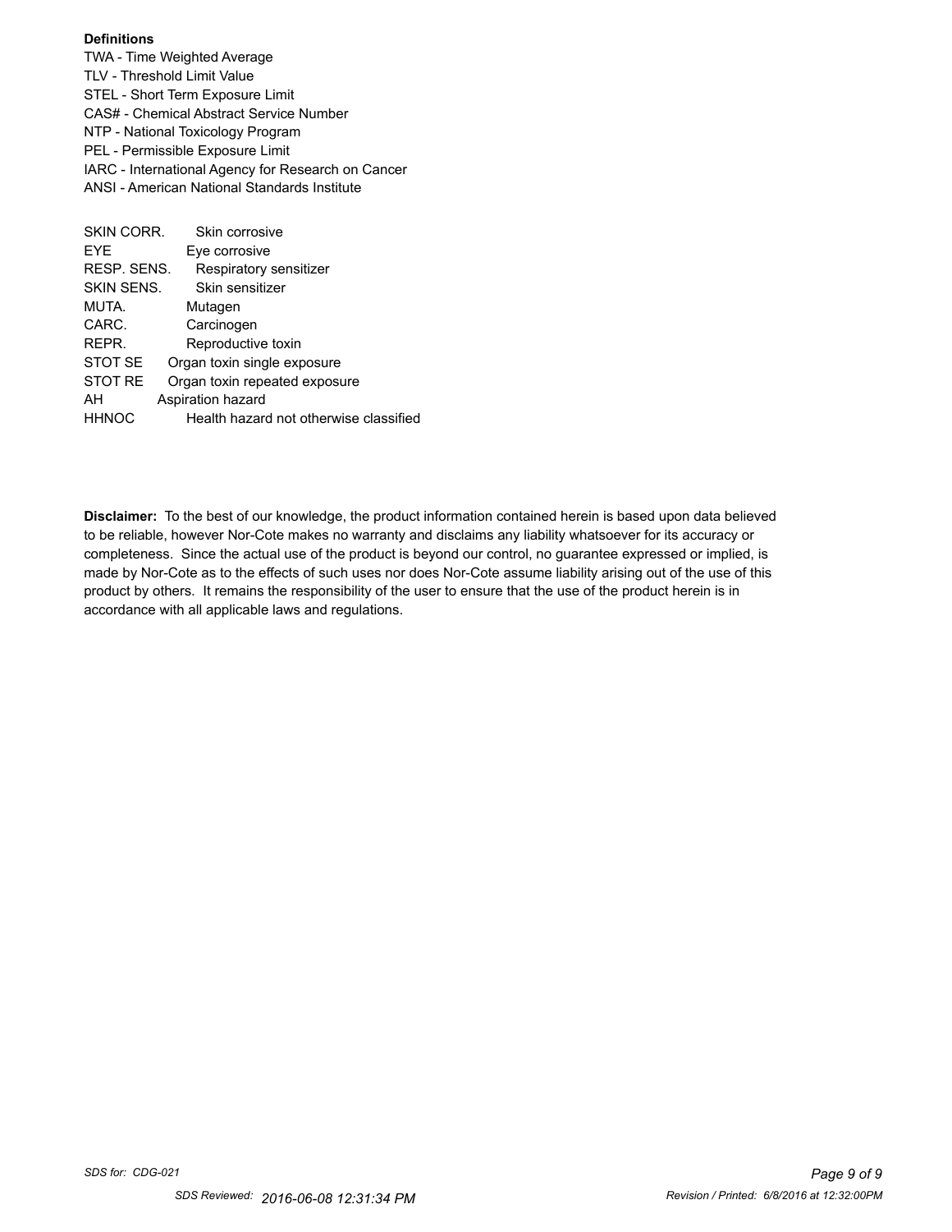**Definitions**

TWA - Time Weighted Average
TLV - Threshold Limit Value
STEL - Short Term Exposure Limit
CAS# - Chemical Abstract Service Number
NTP - National Toxicology Program
PEL - Permissible Exposure Limit
IARC - International Agency for Research on Cancer
ANSI - American National Standards Institute

| | |
|---|---|
| SKIN CORR. | Skin corrosive |
| EYE | Eye corrosive |
| RESP. SENS. | Respiratory sensitizer |
| SKIN SENS. | Skin sensitizer |
| MUTA. | Mutagen |
| CARC. | Carcinogen |
| REPR. | Reproductive toxin |
| STOT SE | Organ toxin single exposure |
| STOT RE | Organ toxin repeated exposure |
| AH | Aspiration hazard |
| HHNOC | Health hazard not otherwise classified |

**Disclaimer:** To the best of our knowledge, the product information contained herein is based upon data believed to be reliable, however Nor-Cote makes no warranty and disclaims any liability whatsoever for its accuracy or completeness. Since the actual use of the product is beyond our control, no guarantee expressed or implied, is made by Nor-Cote as to the effects of such uses nor does Nor-Cote assume liability arising out of the use of this product by others. It remains the responsibility of the user to ensure that the use of the product herein is in accordance with all applicable laws and regulations.